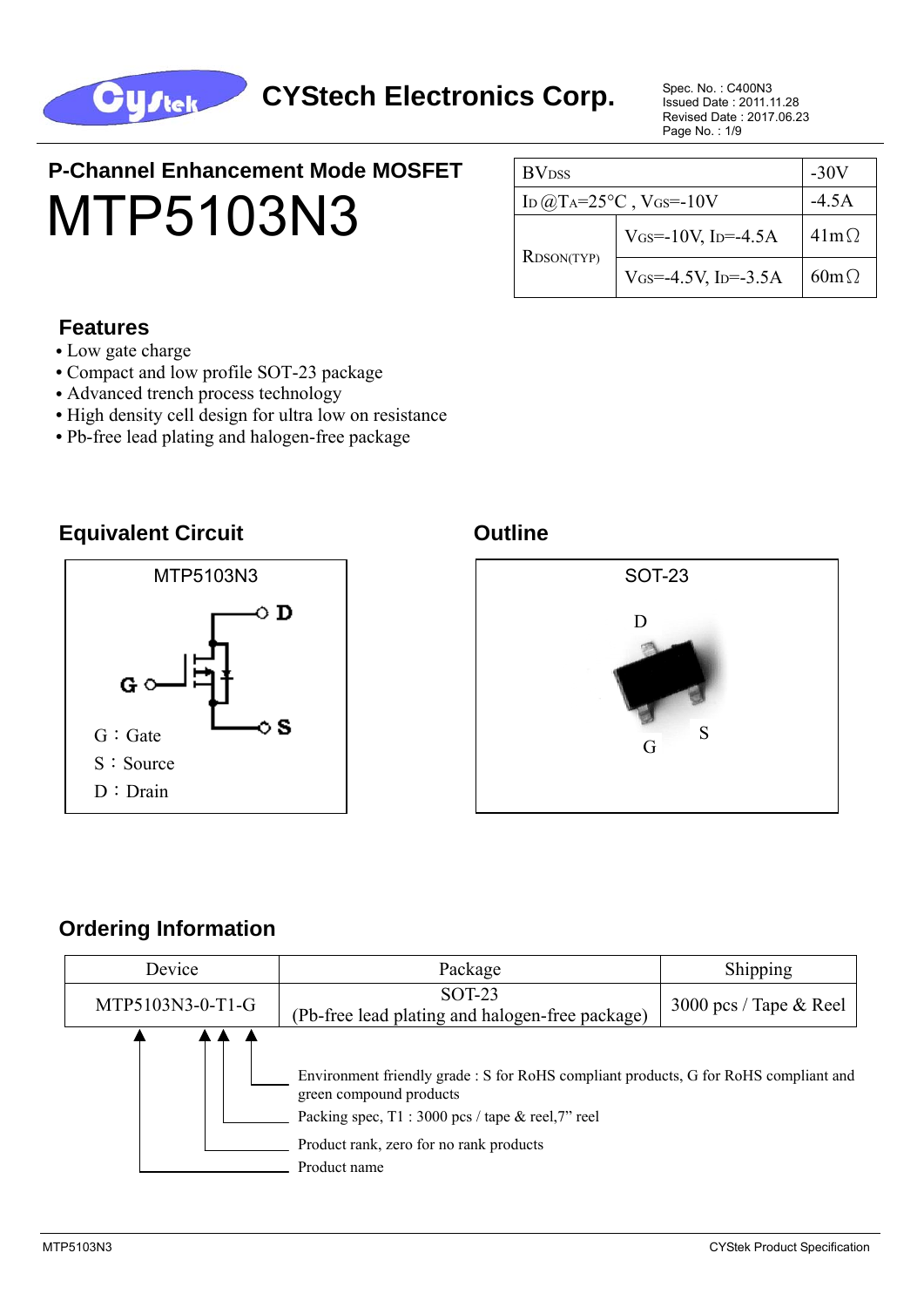CYStech Electronics Corp.

Spec. No. : C400N3
Issued Date : 2011.11.28
Revised Date : 2017.06.23

## P-Channel Enhancement Mode MOSFET

# MTP5103N3

| $BV_{DSS}$ | | -30V |
|---|---|---|
| $I_D$ @$T_A$=25°C , $V_{GS}$=-10V | | -4.5A |
| $R_{DSON(TYP)}$ | $V_{GS}$=-10V, $I_D$=-4.5A | 41mΩ |
| | $V_{GS}$=-4.5V, $I_D$=-3.5A | 60mΩ |

### Features

- Low gate charge
- Compact and low profile SOT-23 package
- Advanced trench process technology
- High density cell design for ultra low on resistance
- Pb-free lead plating and halogen-free package

### Equivalent Circuit

MTP5103N3

G：Gate
S：Source
D：Drain

### Outline

SOT-23

D
G
S

### Ordering Information

| Device | Package | Shipping |
|---|---|---|
| MTP5103N3-0-T1-G | SOT-23 (Pb-free lead plating and halogen-free package) | 3000 pcs / Tape & Reel |

- Environment friendly grade : S for RoHS compliant products, G for RoHS compliant and green compound products
- Packing spec, T1 : 3000 pcs / tape & reel,7" reel
- Product rank, zero for no rank products
- Product name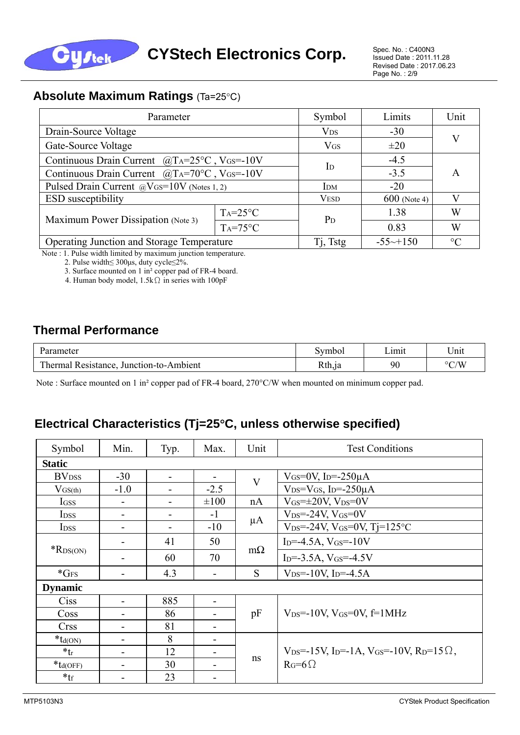## Absolute Maximum Ratings (Ta=25°C)

| Parameter | | Symbol | Limits | Unit |
|---|---|---|---|---|
| Drain-Source Voltage | | $V_{DS}$ | -30 | V |
| Gate-Source Voltage | | $V_{GS}$ | ±20 | |
| Continuous Drain Current @$T_A$=25°C , $V_{GS}$=-10V | | $I_D$ | -4.5 | A |
| Continuous Drain Current @$T_A$=70°C , $V_{GS}$=-10V | | | -3.5 | |
| Pulsed Drain Current @$V_{GS}$=10V (Notes 1, 2) | | $I_{DM}$ | -20 | |
| ESD susceptibility | | $V_{ESD}$ | 600 (Note 4) | V |
| Maximum Power Dissipation (Note 3) | $T_A$=25°C | $P_D$ | 1.38 | W |
| | $T_A$=75°C | | 0.83 | W |
| Operating Junction and Storage Temperature | | Tj, Tstg | -55~+150 | °C |

Note : 1. Pulse width limited by maximum junction temperature.
2. Pulse width≤ 300μs, duty cycle≤2%.
3. Surface mounted on 1 in² copper pad of FR-4 board.
4. Human body model, 1.5kΩ in series with 100pF

## Thermal Performance

| Parameter | Symbol | Limit | Unit |
|---|---|---|---|
| Thermal Resistance, Junction-to-Ambient | Rth,ja | 90 | °C/W |

Note : Surface mounted on 1 in² copper pad of FR-4 board, 270°C/W when mounted on minimum copper pad.

## Electrical Characteristics (Tj=25°C, unless otherwise specified)

| Symbol | Min. | Typ. | Max. | Unit | Test Conditions |
|---|---|---|---|---|---|
| **Static** | | | | | |
| $BV_{DSS}$ | -30 | - | - | V | $V_{GS}$=0V, $I_D$=-250μA |
| $V_{GS(th)}$ | -1.0 | - | -2.5 | | $V_{DS}$=$V_{GS}$, $I_D$=-250μA |
| $I_{GSS}$ | - | - | ±100 | nA | $V_{GS}$=±20V, $V_{DS}$=0V |
| $I_{DSS}$ | - | - | -1 | μA | $V_{DS}$=-24V, $V_{GS}$=0V |
| $I_{DSS}$ | - | - | -10 | | $V_{DS}$=-24V, $V_{GS}$=0V, Tj=125°C |
| *$R_{DS(ON)}$ | - | 41 | 50 | mΩ | $I_D$=-4.5A, $V_{GS}$=-10V |
| | - | 60 | 70 | | $I_D$=-3.5A, $V_{GS}$=-4.5V |
| *$G_{FS}$ | - | 4.3 | - | S | $V_{DS}$=-10V, $I_D$=-4.5A |
| **Dynamic** | | | | | |
| Ciss | - | 885 | - | pF | $V_{DS}$=-10V, $V_{GS}$=0V, f=1MHz |
| Coss | - | 86 | - | | |
| Crss | - | 81 | - | | |
| *$t_{d(ON)}$ | - | 8 | - | ns | $V_{DS}$=-15V, $I_D$=-1A, $V_{GS}$=-10V, $R_D$=15Ω, $R_G$=6Ω |
| *$t_r$ | - | 12 | - | | |
| *$t_{d(OFF)}$ | - | 30 | - | | |
| *$t_f$ | - | 23 | - | | |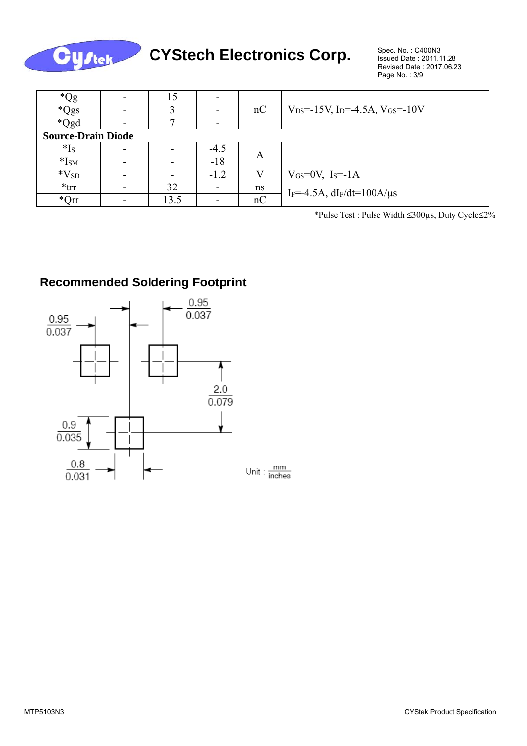| Symbol | Min. | Typ. | Max. | Unit | Test Conditions |
|---|---|---|---|---|---|
| *Qg | - | 15 | - | nC | $V_{DS}$=-15V, $I_D$=-4.5A, $V_{GS}$=-10V |
| *Qgs | - | 3 | - | | |
| *Qgd | - | 7 | - | | |
| **Source-Drain Diode** | | | | | |
| *$I_S$ | - | - | -4.5 | A | |
| *$I_{SM}$ | - | - | -18 | | |
| *$V_{SD}$ | - | - | -1.2 | V | $V_{GS}$=0V, $I_S$=-1A |
| *trr | - | 32 | - | ns | $I_F$=-4.5A, $dI_F/dt$=100A/μs |
| *Qrr | - | 13.5 | - | nC | |

*Pulse Test : Pulse Width ≤300μs, Duty Cycle≤2%

## Recommended Soldering Footprint

0.95 / 0.037 (pad width), 0.95 / 0.037 (pad spacing), 2.0 / 0.079, 0.9 / 0.035, 0.8 / 0.031

Unit : mm / inches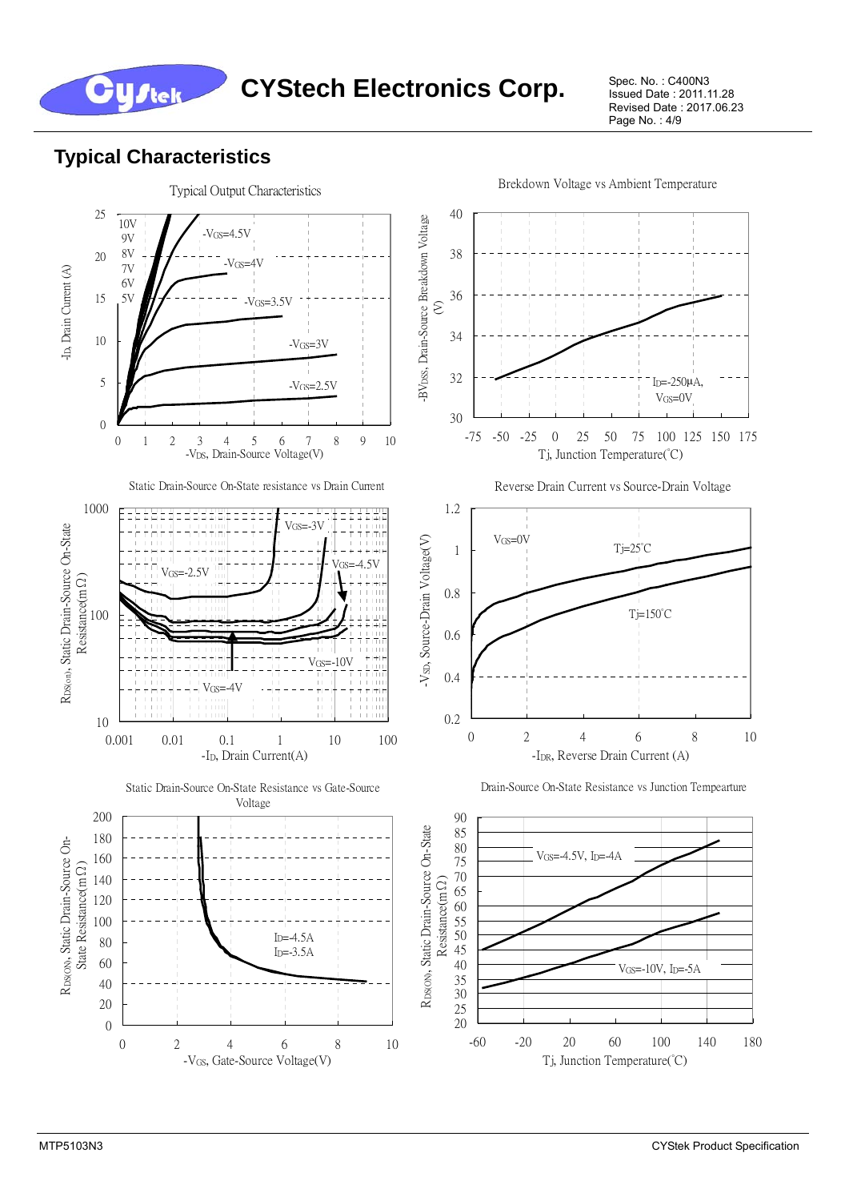## Typical Characteristics

Typical Output Characteristics

-ID, Drain Current (A)

-VDS, Drain-Source Voltage(V)

10V 9V 8V 7V 6V 5V

-VGS=4.5V

-VGS=4V

-VGS=3.5V

-VGS=3V

-VGS=2.5V

Brekdown Voltage vs Ambient Temperature

-BVDSS, Drain-Source Breakdown Voltage (V)

Tj, Junction Temperature(°C)

ID=-250μA, VGS=0V

Static Drain-Source On-State resistance vs Drain Current

RDS(ON), Static Drain-Source On-State Resistance(mΩ)

-ID, Drain Current(A)

VGS=-3V

VGS=-2.5V

VGS=-4.5V

VGS=-10V

VGS=-4V

Reverse Drain Current vs Source-Drain Voltage

-VSD, Source-Drain Voltage(V)

-IDR, Reverse Drain Current (A)

VGS=0V

Tj=25°C

Tj=150°C

Static Drain-Source On-State Resistance vs Gate-Source Voltage

RDS(ON), Static Drain-Source On-State Resistance(mΩ)

-VGS, Gate-Source Voltage(V)

ID=-4.5A

ID=-3.5A

Drain-Source On-State Resistance vs Junction Tempearture

RDS(ON), Static Drain-Source On-State Resistance(mΩ)

Tj, Junction Temperature(°C)

VGS=-4.5V, ID=-4A

VGS=-10V, ID=-5A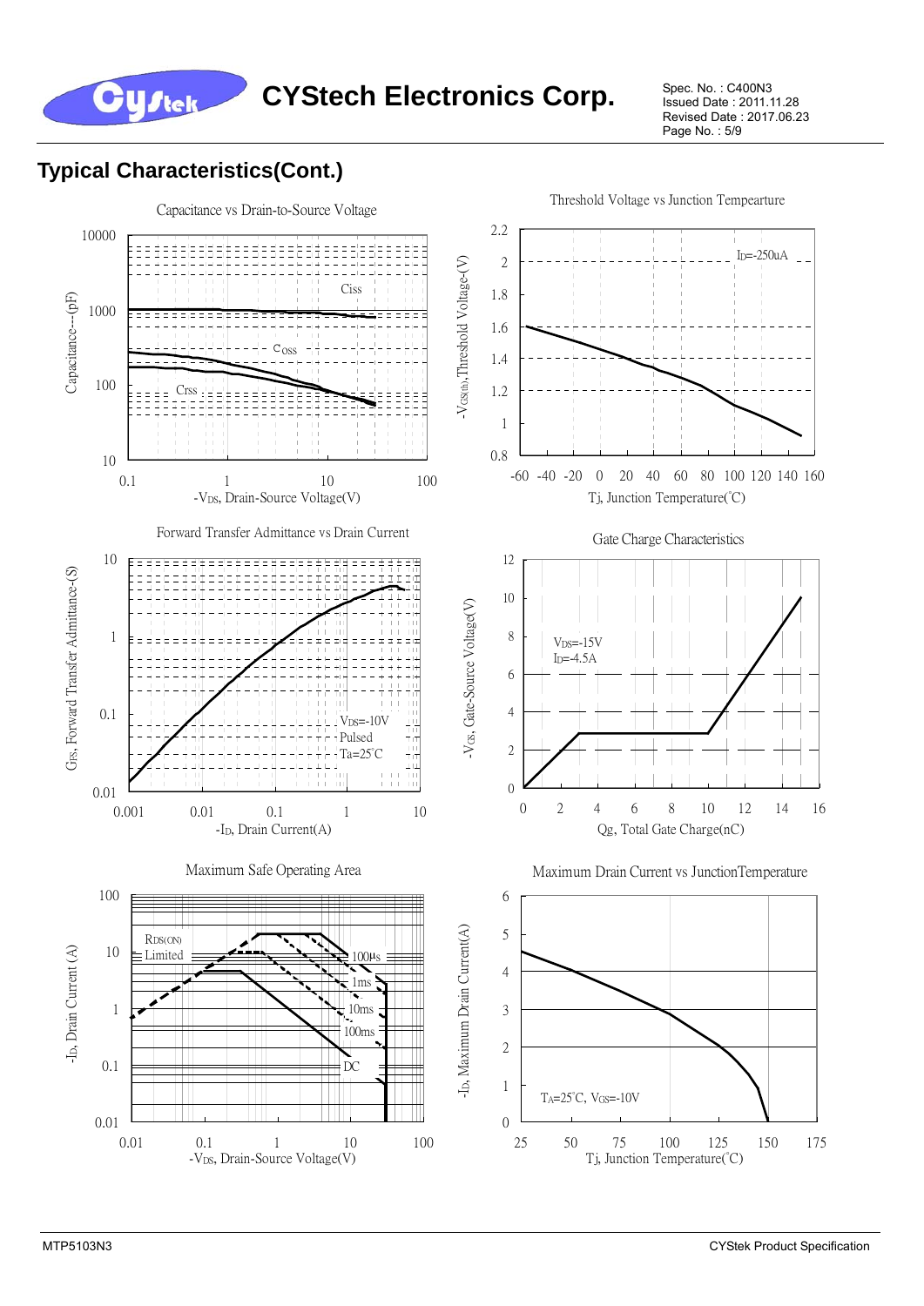## Typical Characteristics(Cont.)

Capacitance vs Drain-to-Source Voltage

Ciss

Coss

Crss

Capacitance---(pF)

$-V_{DS}$, Drain-Source Voltage(V)

Threshold Voltage vs Junction Tempearture

$I_D$=-250uA

$-V_{GS(th)}$, Threshold Voltage-(V)

Tj, Junction Temperature(°C)

Forward Transfer Admittance vs Drain Current

$V_{DS}$=-10V
Pulsed
Ta=25°C

$G_{FS}$, Forward Transfer Admittance-(S)

$-I_D$, Drain Current(A)

Gate Charge Characteristics

$V_{DS}$=-15V
$I_D$=-4.5A

$-V_{GS}$, Gate-Source Voltage(V)

Qg, Total Gate Charge(nC)

Maximum Safe Operating Area

RDS(ON) Limited

100μs

1ms

10ms

100ms

DC

$-I_D$, Drain Current (A)

$-V_{DS}$, Drain-Source Voltage(V)

Maximum Drain Current vs JunctionTemperature

$T_A$=25°C, $V_{GS}$=-10V

$-I_D$, Maximum Drain Current(A)

Tj, Junction Temperature(°C)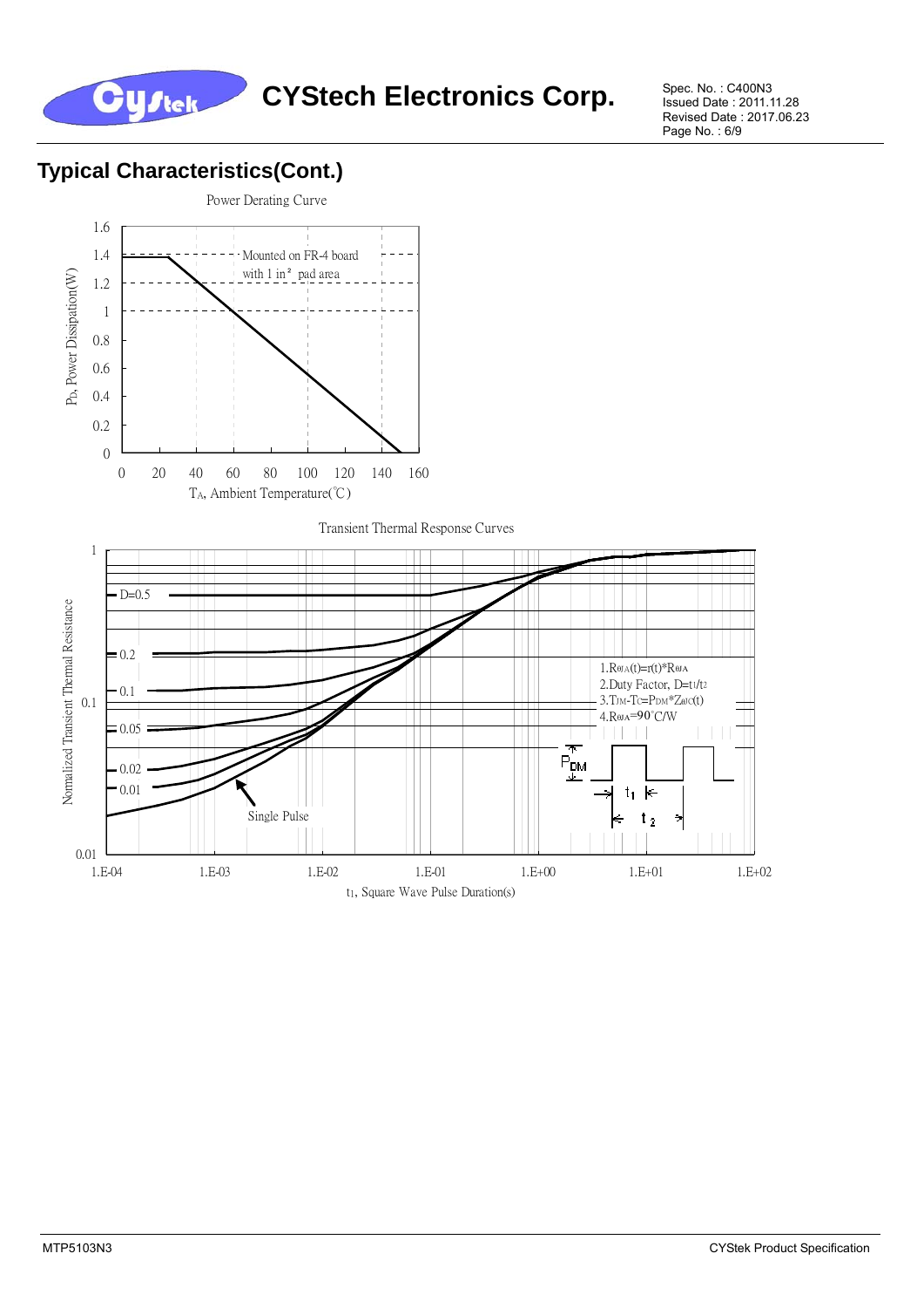## Typical Characteristics(Cont.)

Power Derating Curve

Mounted on FR-4 board with 1 in² pad area

$P_D$, Power Dissipation(W)

$T_A$, Ambient Temperature(℃)

Transient Thermal Response Curves

D=0.5, 0.2, 0.1, 0.05, 0.02, 0.01, Single Pulse

1. $R_{\theta JA}(t)=r(t)*R_{\theta JA}$
2. Duty Factor, $D=t_1/t_2$
3. $T_{JM}-T_C=P_{DM}*Z_{\theta JC}(t)$
4. $R_{\theta JA}=90$°C/W

Normalized Transient Thermal Resistance

$t_1$, Square Wave Pulse Duration(s)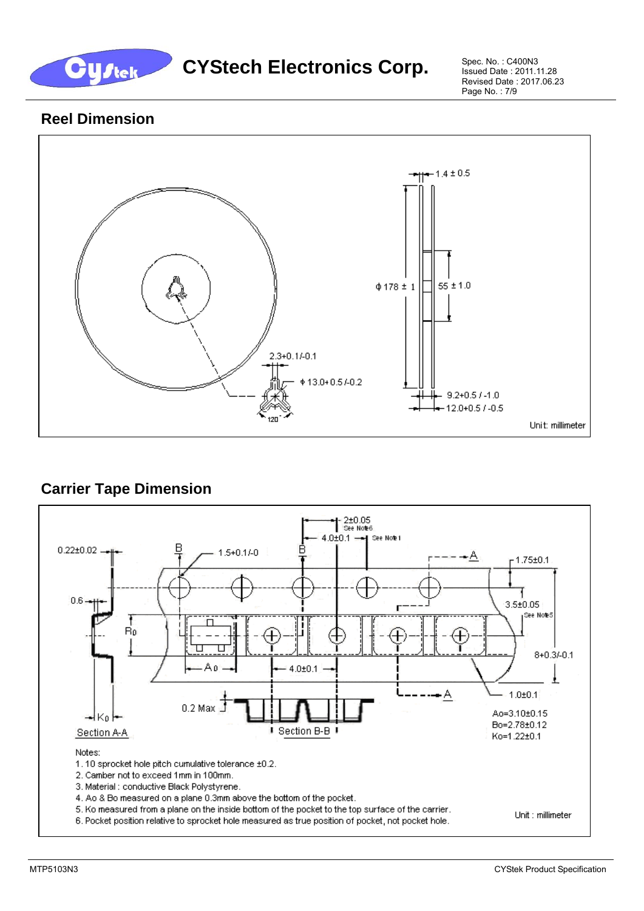## Reel Dimension

2.3+0.1/-0.1

ϕ 13.0+0.5/-0.2

120°

1.4 ± 0.5

ϕ 178 ± 1

55 ± 1.0

9.2+0.5 / -1.0

12.0+0.5 / -0.5

Unit: millimeter

## Carrier Tape Dimension

0.22±0.02

0.6

$R_0$

$K_0$

Section A-A

B

1.5+0.1/-0

B

2±0.05 See Note6

4.0±0.1 See Note 1

A

1.75±0.1

3.5±0.05 See Note5

8+0.3/-0.1

$A_0$

4.0±0.1

0.2 Max

Section B-B

A

1.0±0.1

Ao=3.10±0.15

Bo=2.78±0.12

Ko=1.22±0.1

Notes:

1. 10 sprocket hole pitch cumulative tolerance ±0.2.
2. Camber not to exceed 1mm in 100mm.
3. Material : conductive Black Polystyrene.
4. Ao & Bo measured on a plane 0.3mm above the bottom of the pocket.
5. Ko measured from a plane on the inside bottom of the pocket to the top surface of the carrier.
6. Pocket position relative to sprocket hole measured as true position of pocket, not pocket hole.

Unit : millimeter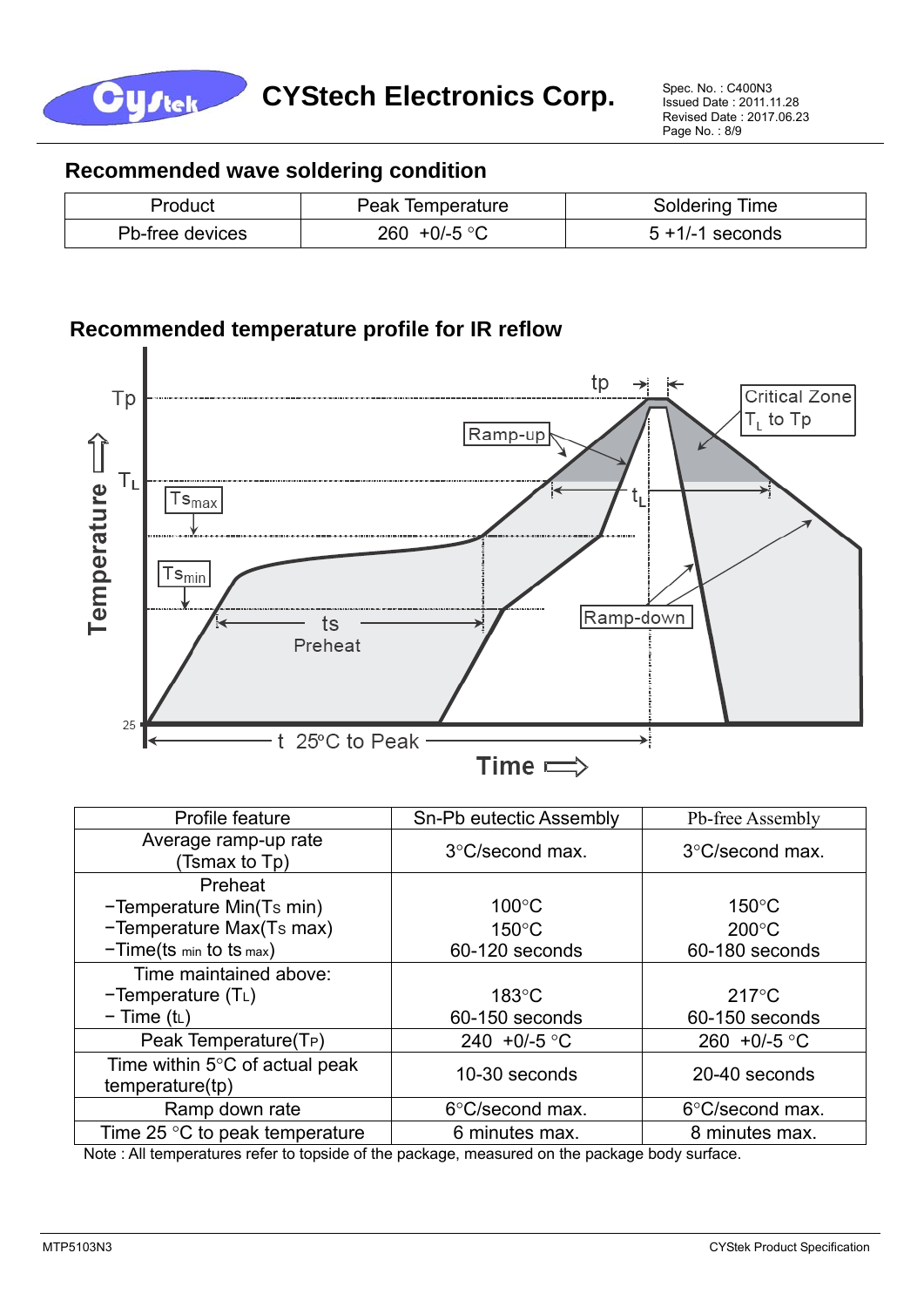## Recommended wave soldering condition

| Product | Peak Temperature | Soldering Time |
|---|---|---|
| Pb-free devices | 260 +0/-5 °C | 5 +1/-1 seconds |

## Recommended temperature profile for IR reflow

| Profile feature | Sn-Pb eutectic Assembly | Pb-free Assembly |
|---|---|---|
| Average ramp-up rate (Tsmax to Tp) | 3°C/second max. | 3°C/second max. |
| Preheat<br>−Temperature Min($T_{S\,min}$)<br>−Temperature Max($T_{S\,max}$)<br>−Time($t_{s\,min}$ to $t_{s\,max}$) | <br>100°C<br>150°C<br>60-120 seconds | <br>150°C<br>200°C<br>60-180 seconds |
| Time maintained above:<br>−Temperature ($T_L$)<br>− Time ($t_L$) | <br>183°C<br>60-150 seconds | <br>217°C<br>60-150 seconds |
| Peak Temperature($T_P$) | 240 +0/-5 °C | 260 +0/-5 °C |
| Time within 5°C of actual peak temperature(tp) | 10-30 seconds | 20-40 seconds |
| Ramp down rate | 6°C/second max. | 6°C/second max. |
| Time 25 °C to peak temperature | 6 minutes max. | 8 minutes max. |

Note : All temperatures refer to topside of the package, measured on the package body surface.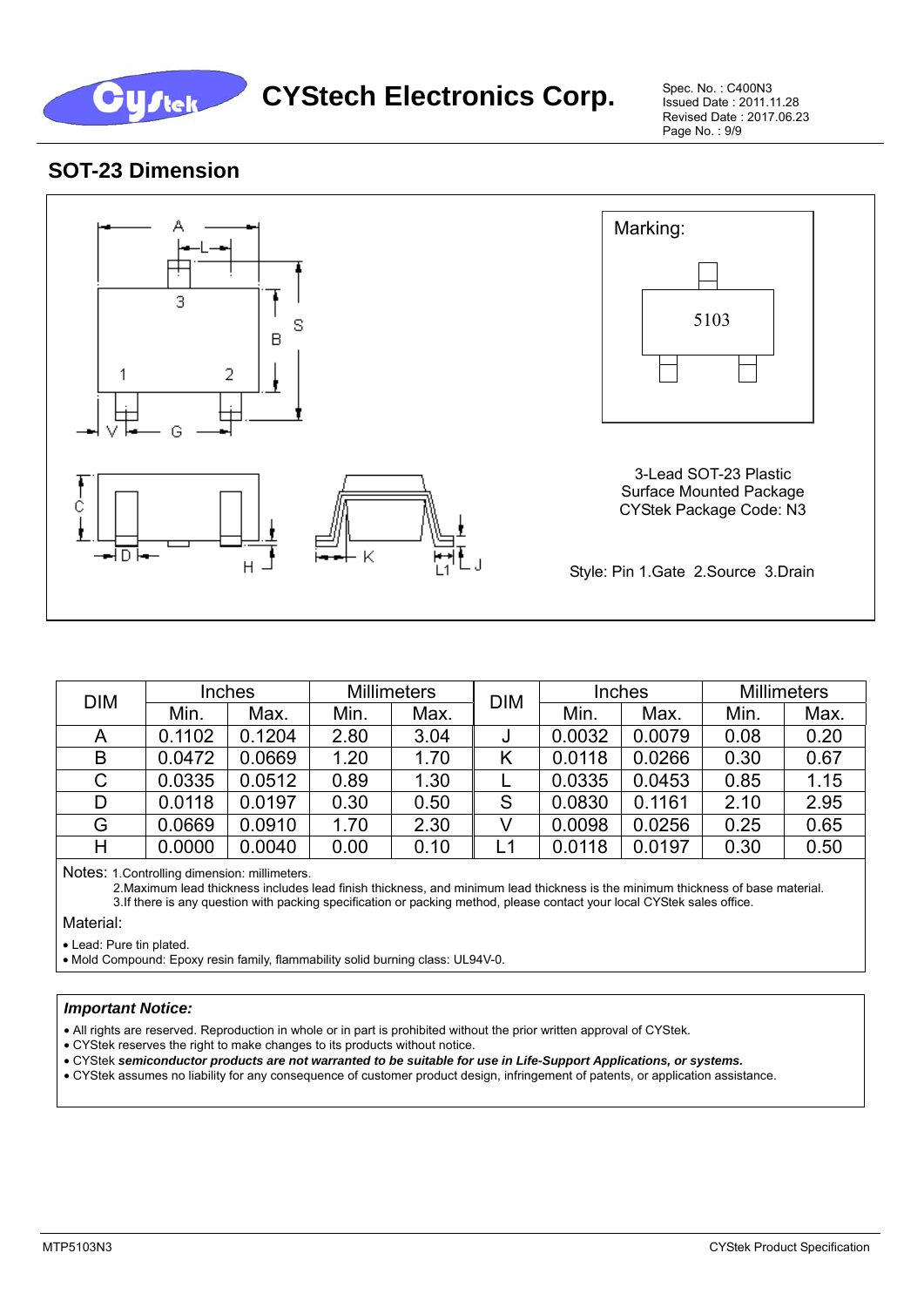## SOT-23 Dimension

Marking:

5103

3-Lead SOT-23 Plastic
Surface Mounted Package
CYStek Package Code: N3

Style: Pin 1.Gate 2.Source 3.Drain

| DIM | Inches | | Millimeters | | DIM | Inches | | Millimeters | |
|---|---|---|---|---|---|---|---|---|---|
| | Min. | Max. | Min. | Max. | | Min. | Max. | Min. | Max. |
| A | 0.1102 | 0.1204 | 2.80 | 3.04 | J | 0.0032 | 0.0079 | 0.08 | 0.20 |
| B | 0.0472 | 0.0669 | 1.20 | 1.70 | K | 0.0118 | 0.0266 | 0.30 | 0.67 |
| C | 0.0335 | 0.0512 | 0.89 | 1.30 | L | 0.0335 | 0.0453 | 0.85 | 1.15 |
| D | 0.0118 | 0.0197 | 0.30 | 0.50 | S | 0.0830 | 0.1161 | 2.10 | 2.95 |
| G | 0.0669 | 0.0910 | 1.70 | 2.30 | V | 0.0098 | 0.0256 | 0.25 | 0.65 |
| H | 0.0000 | 0.0040 | 0.00 | 0.10 | L1 | 0.0118 | 0.0197 | 0.30 | 0.50 |

Notes: 1.Controlling dimension: millimeters.
2.Maximum lead thickness includes lead finish thickness, and minimum lead thickness is the minimum thickness of base material.
3.If there is any question with packing specification or packing method, please contact your local CYStek sales office.

Material:

- Lead: Pure tin plated.
- Mold Compound: Epoxy resin family, flammability solid burning class: UL94V-0.

***Important Notice:***

- All rights are reserved. Reproduction in whole or in part is prohibited without the prior written approval of CYStek.
- CYStek reserves the right to make changes to its products without notice.
- CYStek ***semiconductor products are not warranted to be suitable for use in Life-Support Applications, or systems.***
- CYStek assumes no liability for any consequence of customer product design, infringement of patents, or application assistance.